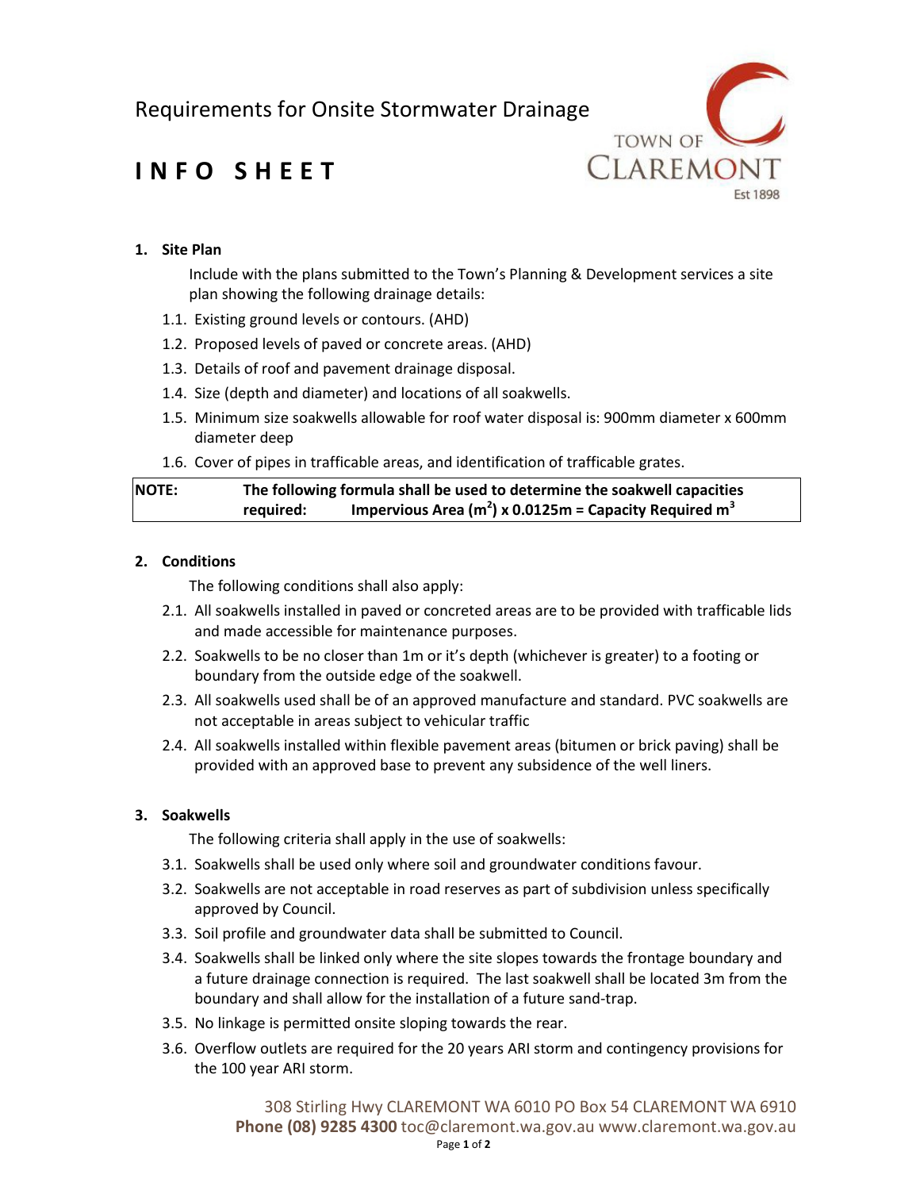# Requirements for Onsite Stormwater Drainage

# INFO SHEET

TOWN OF CLAREMONT
Est 1898

## 1. Site Plan

Include with the plans submitted to the Town's Planning & Development services a site plan showing the following drainage details:

1.1. Existing ground levels or contours. (AHD)

1.2. Proposed levels of paved or concrete areas. (AHD)

1.3. Details of roof and pavement drainage disposal.

1.4. Size (depth and diameter) and locations of all soakwells.

1.5. Minimum size soakwells allowable for roof water disposal is: 900mm diameter x 600mm diameter deep

1.6. Cover of pipes in trafficable areas, and identification of trafficable grates.

| **NOTE:** | **The following formula shall be used to determine the soakwell capacities required: Impervious Area ($m^2$) x 0.0125m = Capacity Required $m^3$** |
|---|---|

## 2. Conditions

The following conditions shall also apply:

2.1. All soakwells installed in paved or concreted areas are to be provided with trafficable lids and made accessible for maintenance purposes.

2.2. Soakwells to be no closer than 1m or it's depth (whichever is greater) to a footing or boundary from the outside edge of the soakwell.

2.3. All soakwells used shall be of an approved manufacture and standard. PVC soakwells are not acceptable in areas subject to vehicular traffic

2.4. All soakwells installed within flexible pavement areas (bitumen or brick paving) shall be provided with an approved base to prevent any subsidence of the well liners.

## 3. Soakwells

The following criteria shall apply in the use of soakwells:

3.1. Soakwells shall be used only where soil and groundwater conditions favour.

3.2. Soakwells are not acceptable in road reserves as part of subdivision unless specifically approved by Council.

3.3. Soil profile and groundwater data shall be submitted to Council.

3.4. Soakwells shall be linked only where the site slopes towards the frontage boundary and a future drainage connection is required. The last soakwell shall be located 3m from the boundary and shall allow for the installation of a future sand-trap.

3.5. No linkage is permitted onsite sloping towards the rear.

3.6. Overflow outlets are required for the 20 years ARI storm and contingency provisions for the 100 year ARI storm.

308 Stirling Hwy CLAREMONT WA 6010 PO Box 54 CLAREMONT WA 6910
**Phone (08) 9285 4300** toc@claremont.wa.gov.au www.claremont.wa.gov.au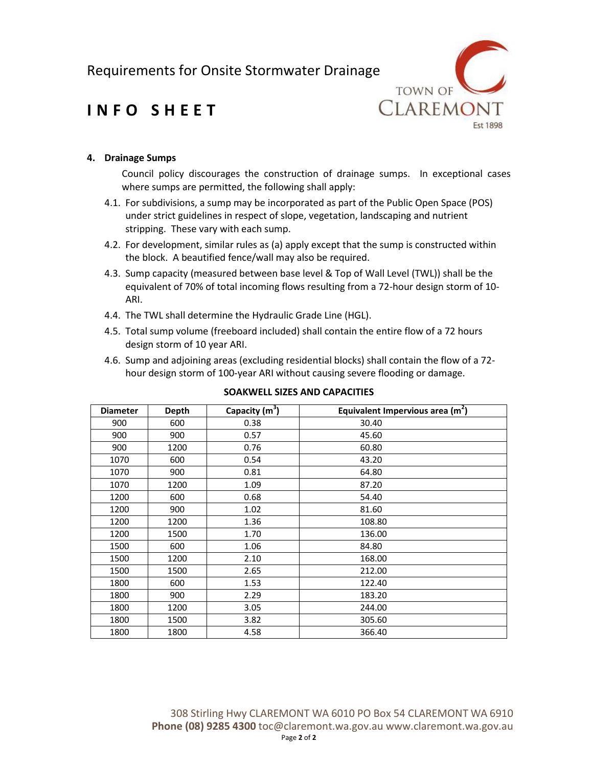Requirements for Onsite Stormwater Drainage

# INFO SHEET

TOWN OF CLAREMONT
Est 1898

## 4. Drainage Sumps

Council policy discourages the construction of drainage sumps. In exceptional cases where sumps are permitted, the following shall apply:

4.1. For subdivisions, a sump may be incorporated as part of the Public Open Space (POS) under strict guidelines in respect of slope, vegetation, landscaping and nutrient stripping. These vary with each sump.

4.2. For development, similar rules as (a) apply except that the sump is constructed within the block. A beautified fence/wall may also be required.

4.3. Sump capacity (measured between base level & Top of Wall Level (TWL)) shall be the equivalent of 70% of total incoming flows resulting from a 72-hour design storm of 10-ARI.

4.4. The TWL shall determine the Hydraulic Grade Line (HGL).

4.5. Total sump volume (freeboard included) shall contain the entire flow of a 72 hours design storm of 10 year ARI.

4.6. Sump and adjoining areas (excluding residential blocks) shall contain the flow of a 72-hour design storm of 100-year ARI without causing severe flooding or damage.

**SOAKWELL SIZES AND CAPACITIES**

| Diameter | Depth | Capacity ($m^3$) | Equivalent Impervious area ($m^2$) |
|---|---|---|---|
| 900 | 600 | 0.38 | 30.40 |
| 900 | 900 | 0.57 | 45.60 |
| 900 | 1200 | 0.76 | 60.80 |
| 1070 | 600 | 0.54 | 43.20 |
| 1070 | 900 | 0.81 | 64.80 |
| 1070 | 1200 | 1.09 | 87.20 |
| 1200 | 600 | 0.68 | 54.40 |
| 1200 | 900 | 1.02 | 81.60 |
| 1200 | 1200 | 1.36 | 108.80 |
| 1200 | 1500 | 1.70 | 136.00 |
| 1500 | 600 | 1.06 | 84.80 |
| 1500 | 1200 | 2.10 | 168.00 |
| 1500 | 1500 | 2.65 | 212.00 |
| 1800 | 600 | 1.53 | 122.40 |
| 1800 | 900 | 2.29 | 183.20 |
| 1800 | 1200 | 3.05 | 244.00 |
| 1800 | 1500 | 3.82 | 305.60 |
| 1800 | 1800 | 4.58 | 366.40 |

308 Stirling Hwy CLAREMONT WA 6010 PO Box 54 CLAREMONT WA 6910
**Phone (08) 9285 4300** toc@claremont.wa.gov.au www.claremont.wa.gov.au